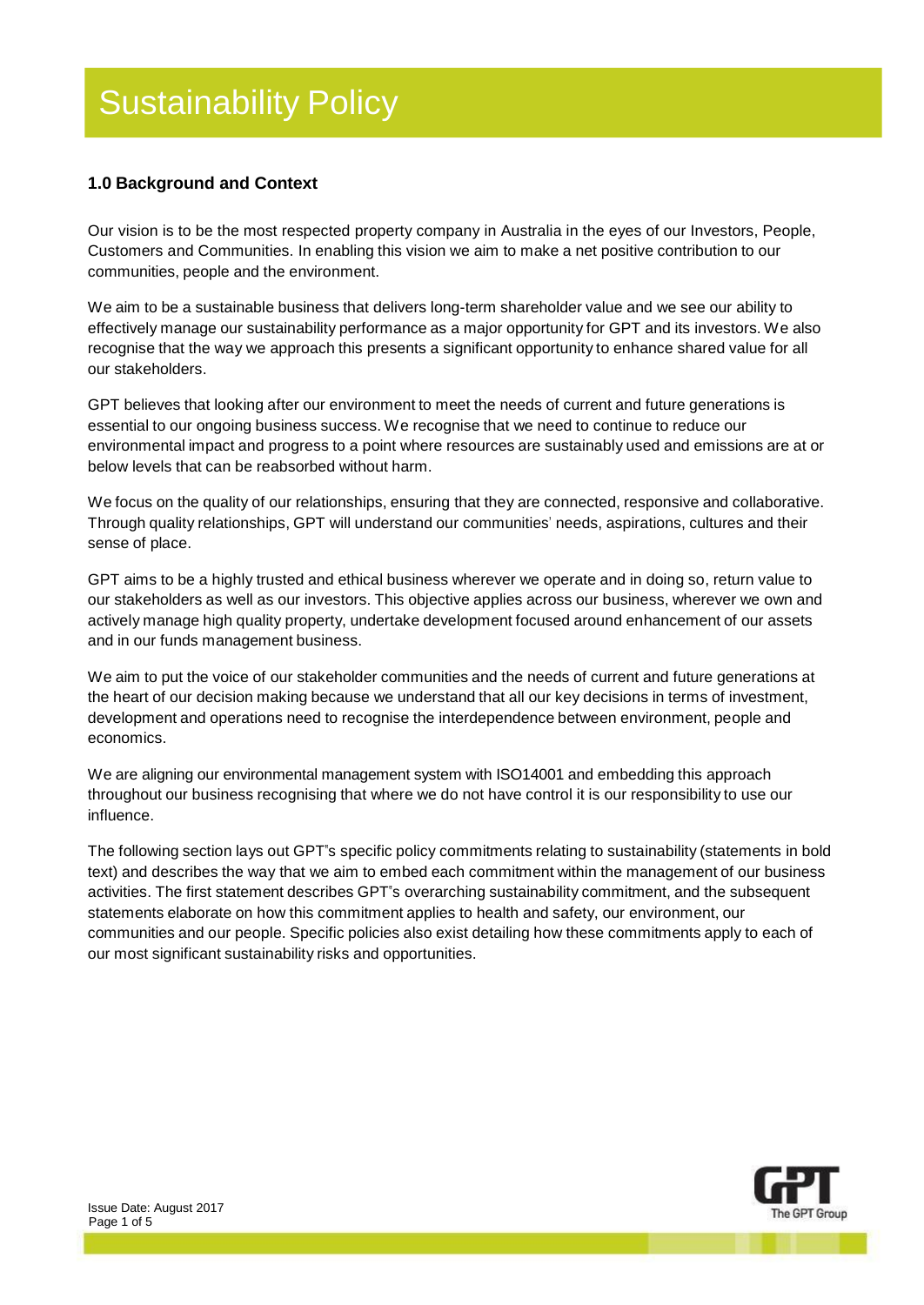# Sustainability Policy

## 1.0 Background and Context

Our vision is to be the most respected property company in Australia in the eyes of our Investors, People, Customers and Communities. In enabling this vision we aim to make a net positive contribution to our communities, people and the environment.

We aim to be a sustainable business that delivers long-term shareholder value and we see our ability to effectively manage our sustainability performance as a major opportunity for GPT and its investors. We also recognise that the way we approach this presents a significant opportunity to enhance shared value for all our stakeholders.

GPT believes that looking after our environment to meet the needs of current and future generations is essential to our ongoing business success. We recognise that we need to continue to reduce our environmental impact and progress to a point where resources are sustainably used and emissions are at or below levels that can be reabsorbed without harm.

We focus on the quality of our relationships, ensuring that they are connected, responsive and collaborative. Through quality relationships, GPT will understand our communities' needs, aspirations, cultures and their sense of place.

GPT aims to be a highly trusted and ethical business wherever we operate and in doing so, return value to our stakeholders as well as our investors. This objective applies across our business, wherever we own and actively manage high quality property, undertake development focused around enhancement of our assets and in our funds management business.

We aim to put the voice of our stakeholder communities and the needs of current and future generations at the heart of our decision making because we understand that all our key decisions in terms of investment, development and operations need to recognise the interdependence between environment, people and economics.

We are aligning our environmental management system with ISO14001 and embedding this approach throughout our business recognising that where we do not have control it is our responsibility to use our influence.

The following section lays out GPT"s specific policy commitments relating to sustainability (statements in bold text) and describes the way that we aim to embed each commitment within the management of our business activities. The first statement describes GPT"s overarching sustainability commitment, and the subsequent statements elaborate on how this commitment applies to health and safety, our environment, our communities and our people. Specific policies also exist detailing how these commitments apply to each of our most significant sustainability risks and opportunities.

Issue Date: August 2017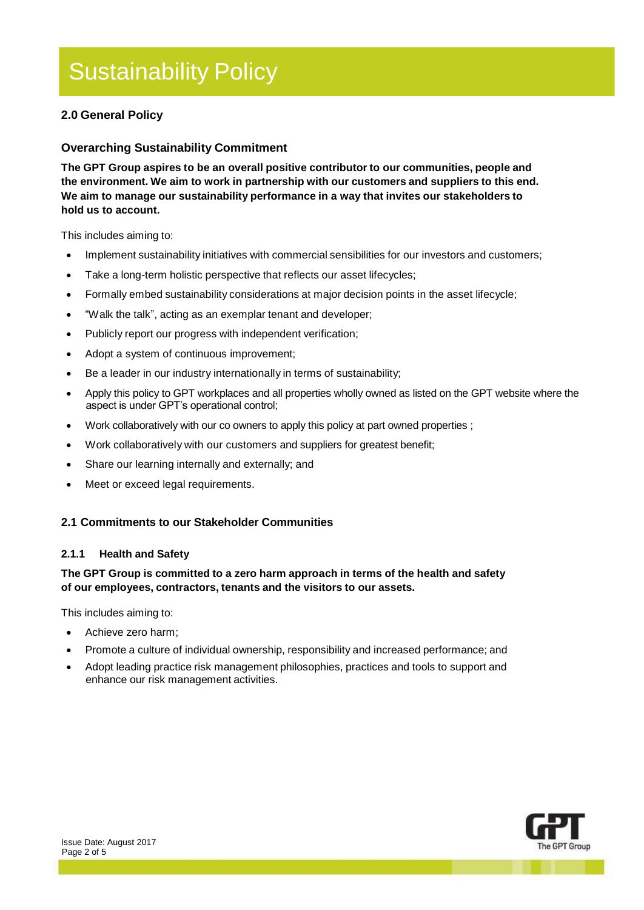# Sustainability Policy

## 2.0 General Policy

### Overarching Sustainability Commitment

**The GPT Group aspires to be an overall positive contributor to our communities, people and the environment. We aim to work in partnership with our customers and suppliers to this end. We aim to manage our sustainability performance in a way that invites our stakeholders to hold us to account.**

This includes aiming to:

- Implement sustainability initiatives with commercial sensibilities for our investors and customers;
- Take a long-term holistic perspective that reflects our asset lifecycles;
- Formally embed sustainability considerations at major decision points in the asset lifecycle;
- "Walk the talk", acting as an exemplar tenant and developer;
- Publicly report our progress with independent verification;
- Adopt a system of continuous improvement;
- Be a leader in our industry internationally in terms of sustainability;
- Apply this policy to GPT workplaces and all properties wholly owned as listed on the GPT website where the aspect is under GPT's operational control;
- Work collaboratively with our co owners to apply this policy at part owned properties ;
- Work collaboratively with our customers and suppliers for greatest benefit;
- Share our learning internally and externally; and
- Meet or exceed legal requirements.

## 2.1 Commitments to our Stakeholder Communities

### 2.1.1 Health and Safety

**The GPT Group is committed to a zero harm approach in terms of the health and safety of our employees, contractors, tenants and the visitors to our assets.**

This includes aiming to:

- Achieve zero harm;
- Promote a culture of individual ownership, responsibility and increased performance; and
- Adopt leading practice risk management philosophies, practices and tools to support and enhance our risk management activities.

Issue Date: August 2017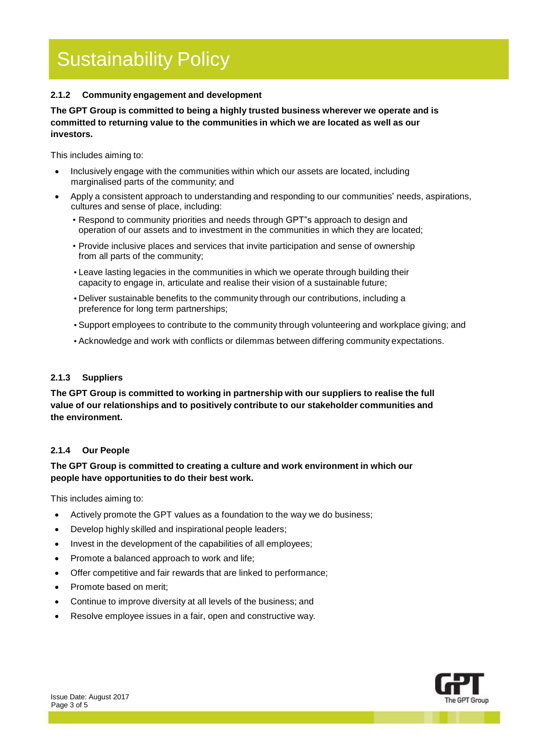# Sustainability Policy

### 2.1.2 Community engagement and development

**The GPT Group is committed to being a highly trusted business wherever we operate and is committed to returning value to the communities in which we are located as well as our investors.**

This includes aiming to:

- Inclusively engage with the communities within which our assets are located, including marginalised parts of the community; and
- Apply a consistent approach to understanding and responding to our communities' needs, aspirations, cultures and sense of place, including:
  - Respond to community priorities and needs through GPT"s approach to design and operation of our assets and to investment in the communities in which they are located;
  - Provide inclusive places and services that invite participation and sense of ownership from all parts of the community;
  - Leave lasting legacies in the communities in which we operate through building their capacity to engage in, articulate and realise their vision of a sustainable future;
  - Deliver sustainable benefits to the community through our contributions, including a preference for long term partnerships;
  - Support employees to contribute to the community through volunteering and workplace giving; and
  - Acknowledge and work with conflicts or dilemmas between differing community expectations.

### 2.1.3 Suppliers

**The GPT Group is committed to working in partnership with our suppliers to realise the full value of our relationships and to positively contribute to our stakeholder communities and the environment.**

### 2.1.4 Our People

**The GPT Group is committed to creating a culture and work environment in which our people have opportunities to do their best work.**

This includes aiming to:

- Actively promote the GPT values as a foundation to the way we do business;
- Develop highly skilled and inspirational people leaders;
- Invest in the development of the capabilities of all employees;
- Promote a balanced approach to work and life;
- Offer competitive and fair rewards that are linked to performance;
- Promote based on merit;
- Continue to improve diversity at all levels of the business; and
- Resolve employee issues in a fair, open and constructive way.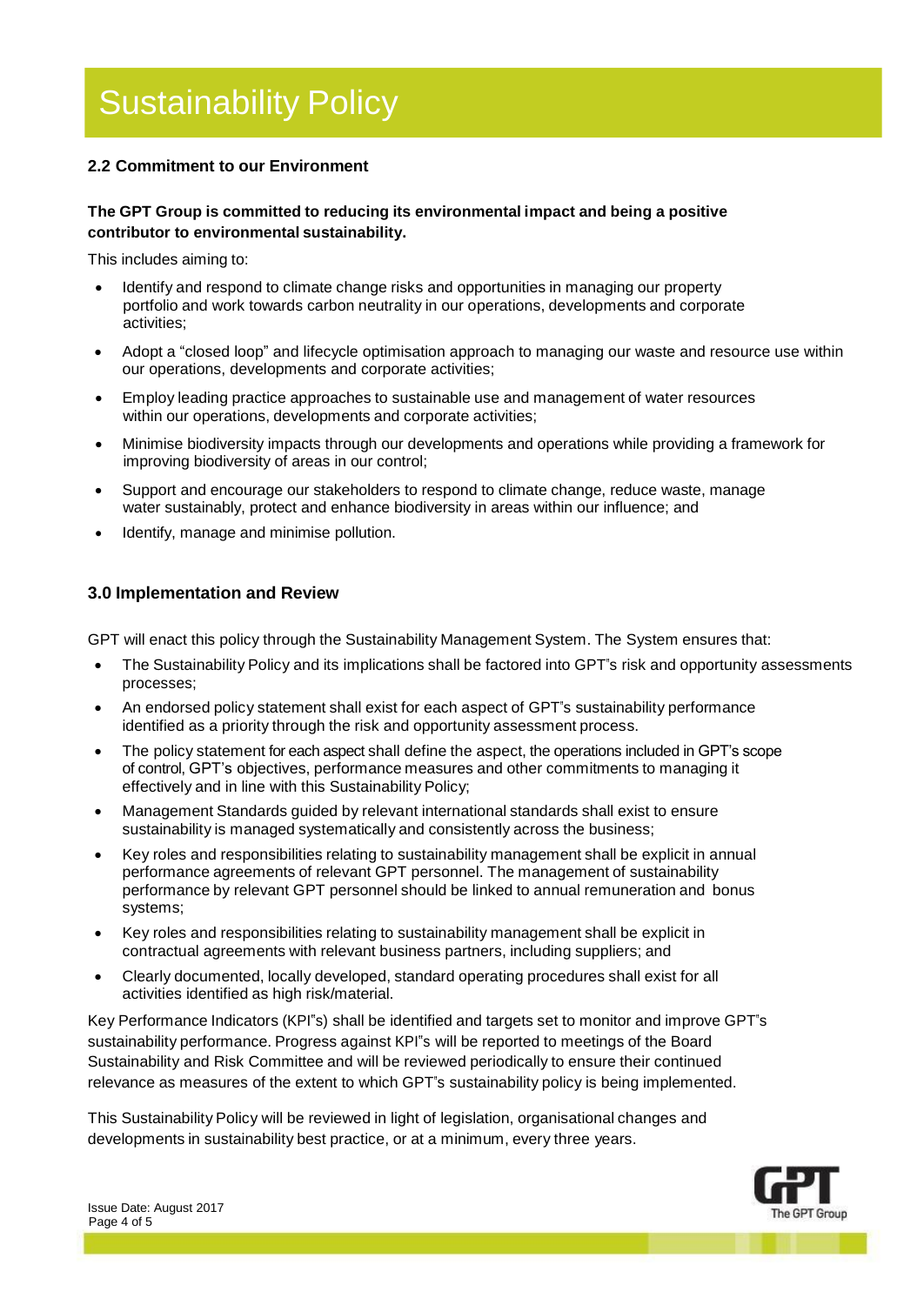## 2.2 Commitment to our Environment

**The GPT Group is committed to reducing its environmental impact and being a positive contributor to environmental sustainability.**

This includes aiming to:

- Identify and respond to climate change risks and opportunities in managing our property portfolio and work towards carbon neutrality in our operations, developments and corporate activities;
- Adopt a "closed loop" and lifecycle optimisation approach to managing our waste and resource use within our operations, developments and corporate activities;
- Employ leading practice approaches to sustainable use and management of water resources within our operations, developments and corporate activities;
- Minimise biodiversity impacts through our developments and operations while providing a framework for improving biodiversity of areas in our control;
- Support and encourage our stakeholders to respond to climate change, reduce waste, manage water sustainably, protect and enhance biodiversity in areas within our influence; and
- Identify, manage and minimise pollution.

## 3.0 Implementation and Review

GPT will enact this policy through the Sustainability Management System. The System ensures that:

- The Sustainability Policy and its implications shall be factored into GPT"s risk and opportunity assessments processes;
- An endorsed policy statement shall exist for each aspect of GPT"s sustainability performance identified as a priority through the risk and opportunity assessment process.
- The policy statement for each aspect shall define the aspect, the operations included in GPT's scope of control, GPT's objectives, performance measures and other commitments to managing it effectively and in line with this Sustainability Policy;
- Management Standards guided by relevant international standards shall exist to ensure sustainability is managed systematically and consistently across the business;
- Key roles and responsibilities relating to sustainability management shall be explicit in annual performance agreements of relevant GPT personnel. The management of sustainability performance by relevant GPT personnel should be linked to annual remuneration and bonus systems;
- Key roles and responsibilities relating to sustainability management shall be explicit in contractual agreements with relevant business partners, including suppliers; and
- Clearly documented, locally developed, standard operating procedures shall exist for all activities identified as high risk/material.

Key Performance Indicators (KPI"s) shall be identified and targets set to monitor and improve GPT"s sustainability performance. Progress against KPI"s will be reported to meetings of the Board Sustainability and Risk Committee and will be reviewed periodically to ensure their continued relevance as measures of the extent to which GPT"s sustainability policy is being implemented.

This Sustainability Policy will be reviewed in light of legislation, organisational changes and developments in sustainability best practice, or at a minimum, every three years.

Issue Date: August 2017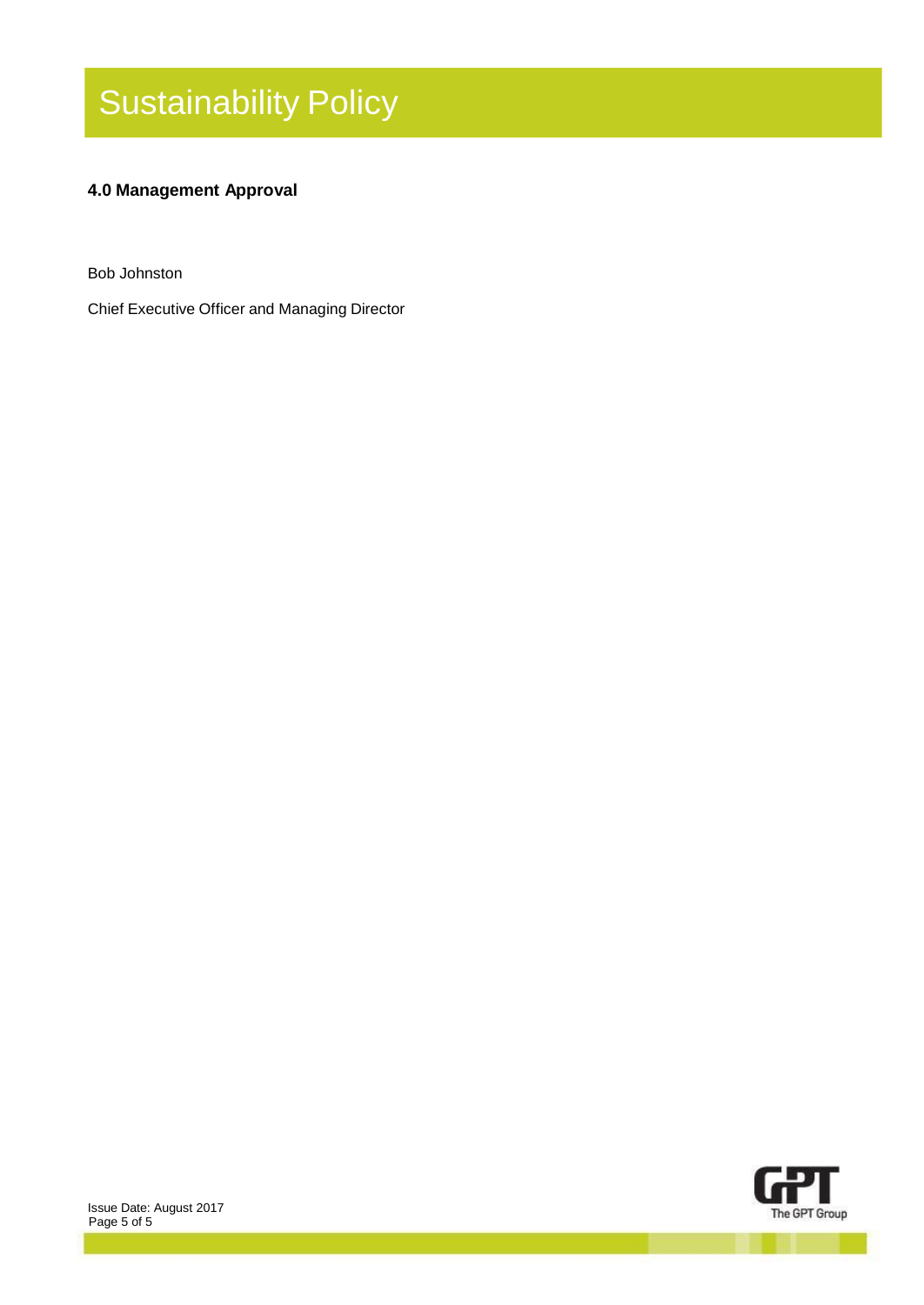## 4.0 Management Approval

Bob Johnston

Chief Executive Officer and Managing Director